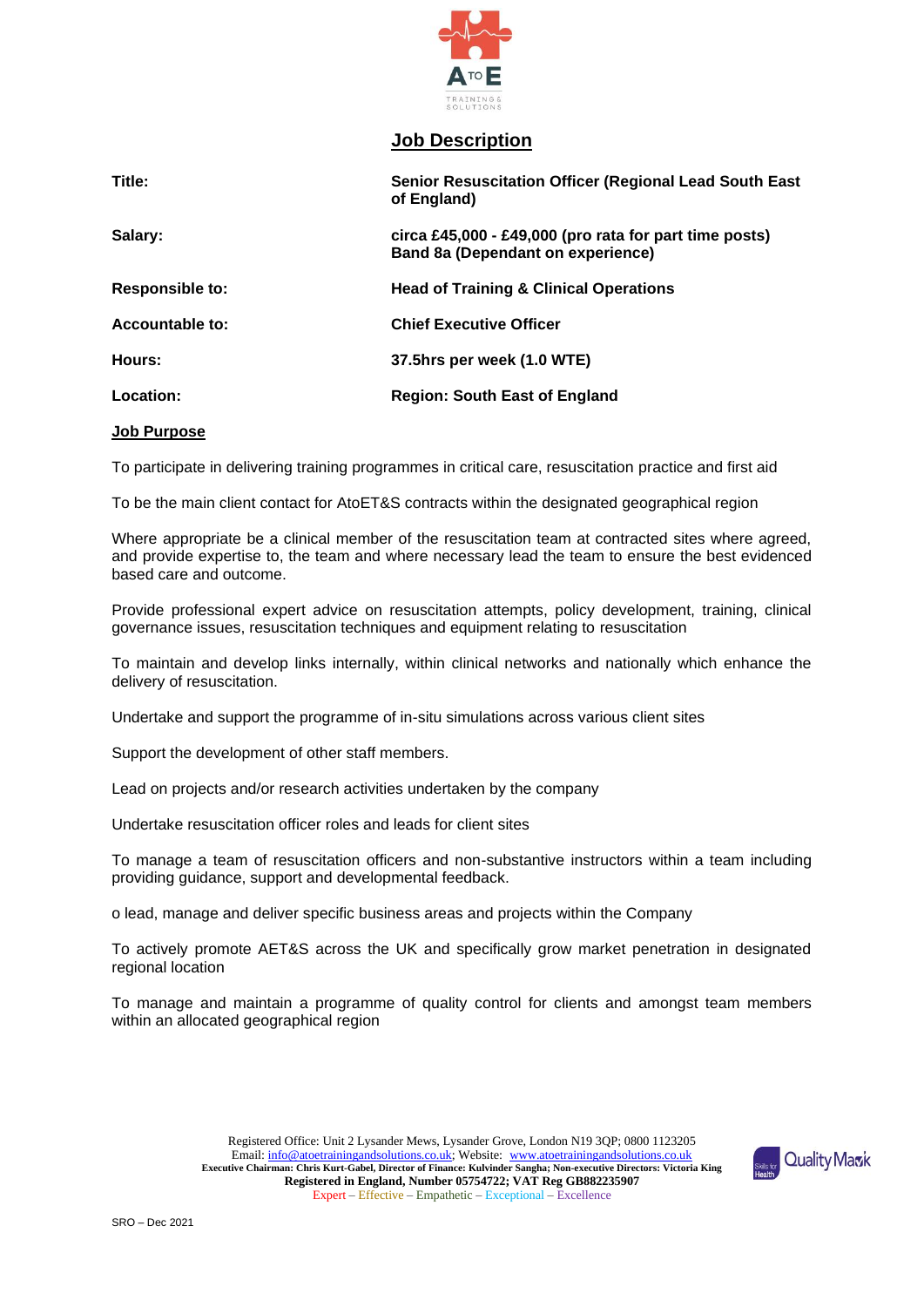# Job Description

| | |
|---|---|
| **Title:** | **Senior Resuscitation Officer (Regional Lead South East of England)** |
| **Salary:** | **circa £45,000 - £49,000 (pro rata for part time posts) Band 8a (Dependant on experience)** |
| **Responsible to:** | **Head of Training & Clinical Operations** |
| **Accountable to:** | **Chief Executive Officer** |
| **Hours:** | **37.5hrs per week (1.0 WTE)** |
| **Location:** | **Region: South East of England** |

## Job Purpose

To participate in delivering training programmes in critical care, resuscitation practice and first aid

To be the main client contact for AtoET&S contracts within the designated geographical region

Where appropriate be a clinical member of the resuscitation team at contracted sites where agreed, and provide expertise to, the team and where necessary lead the team to ensure the best evidenced based care and outcome.

Provide professional expert advice on resuscitation attempts, policy development, training, clinical governance issues, resuscitation techniques and equipment relating to resuscitation

To maintain and develop links internally, within clinical networks and nationally which enhance the delivery of resuscitation.

Undertake and support the programme of in-situ simulations across various client sites

Support the development of other staff members.

Lead on projects and/or research activities undertaken by the company

Undertake resuscitation officer roles and leads for client sites

To manage a team of resuscitation officers and non-substantive instructors within a team including providing guidance, support and developmental feedback.

o lead, manage and deliver specific business areas and projects within the Company

To actively promote AET&S across the UK and specifically grow market penetration in designated regional location

To manage and maintain a programme of quality control for clients and amongst team members within an allocated geographical region

Registered Office: Unit 2 Lysander Mews, Lysander Grove, London N19 3QP; 0800 1123205
Email: info@atoetrainingandsolutions.co.uk; Website: www.atoetrainingandsolutions.co.uk
**Executive Chairman: Chris Kurt-Gabel, Director of Finance: Kulvinder Sangha; Non-executive Directors: Victoria King**
**Registered in England, Number 05754722; VAT Reg GB882235907**
Expert – Effective – Empathetic – Exceptional – Excellence

SRO – Dec 2021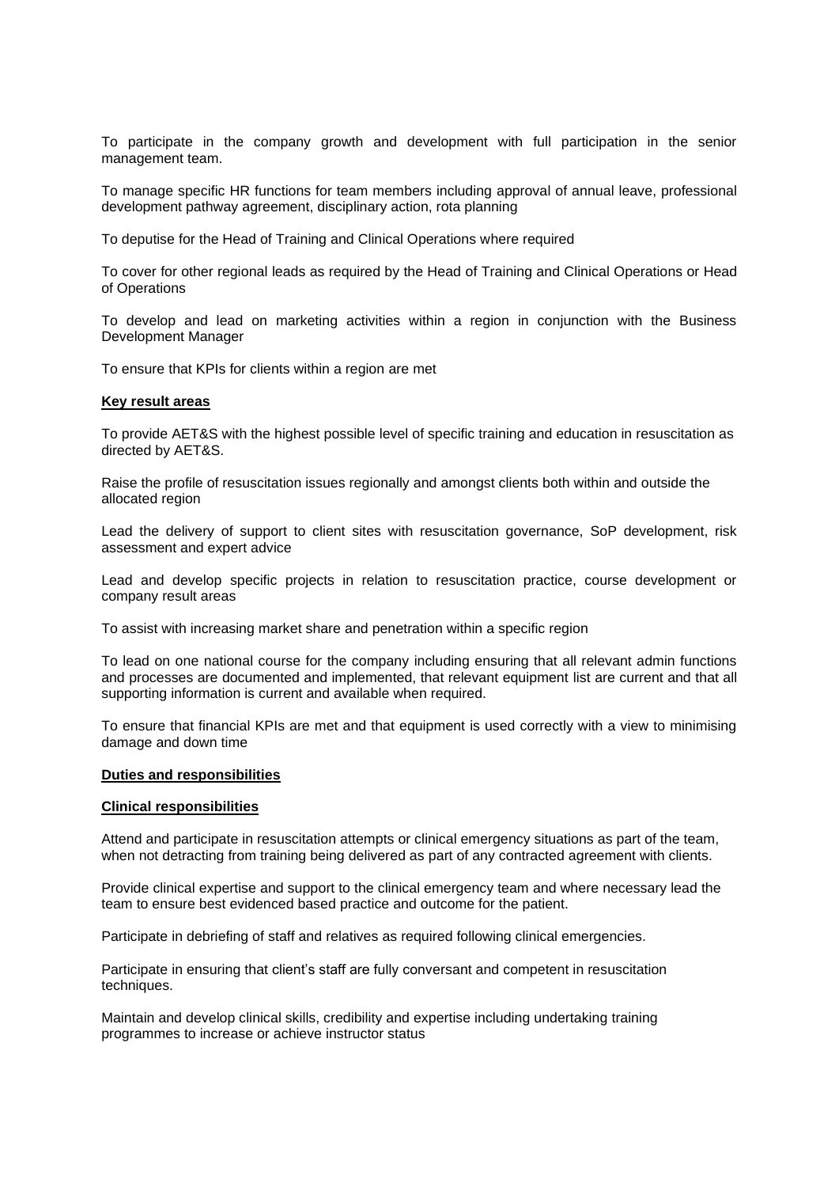To participate in the company growth and development with full participation in the senior management team.

To manage specific HR functions for team members including approval of annual leave, professional development pathway agreement, disciplinary action, rota planning

To deputise for the Head of Training and Clinical Operations where required

To cover for other regional leads as required by the Head of Training and Clinical Operations or Head of Operations

To develop and lead on marketing activities within a region in conjunction with the Business Development Manager

To ensure that KPIs for clients within a region are met

**Key result areas**

To provide AET&S with the highest possible level of specific training and education in resuscitation as directed by AET&S.

Raise the profile of resuscitation issues regionally and amongst clients both within and outside the allocated region

Lead the delivery of support to client sites with resuscitation governance, SoP development, risk assessment and expert advice

Lead and develop specific projects in relation to resuscitation practice, course development or company result areas

To assist with increasing market share and penetration within a specific region

To lead on one national course for the company including ensuring that all relevant admin functions and processes are documented and implemented, that relevant equipment list are current and that all supporting information is current and available when required.

To ensure that financial KPIs are met and that equipment is used correctly with a view to minimising damage and down time

**Duties and responsibilities**

**Clinical responsibilities**

Attend and participate in resuscitation attempts or clinical emergency situations as part of the team, when not detracting from training being delivered as part of any contracted agreement with clients.

Provide clinical expertise and support to the clinical emergency team and where necessary lead the team to ensure best evidenced based practice and outcome for the patient.

Participate in debriefing of staff and relatives as required following clinical emergencies.

Participate in ensuring that client's staff are fully conversant and competent in resuscitation techniques.

Maintain and develop clinical skills, credibility and expertise including undertaking training programmes to increase or achieve instructor status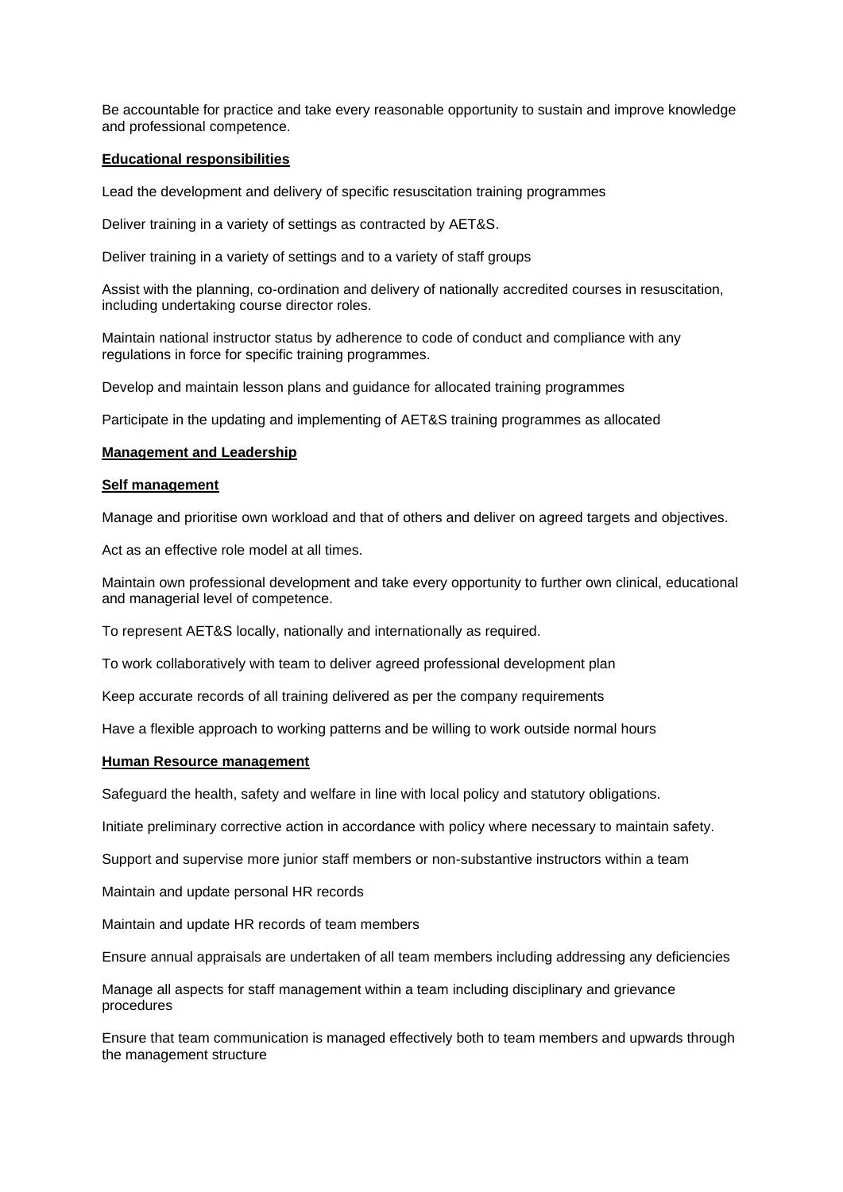Be accountable for practice and take every reasonable opportunity to sustain and improve knowledge and professional competence.

**Educational responsibilities**

Lead the development and delivery of specific resuscitation training programmes

Deliver training in a variety of settings as contracted by AET&S.

Deliver training in a variety of settings and to a variety of staff groups

Assist with the planning, co-ordination and delivery of nationally accredited courses in resuscitation, including undertaking course director roles.

Maintain national instructor status by adherence to code of conduct and compliance with any regulations in force for specific training programmes.

Develop and maintain lesson plans and guidance for allocated training programmes

Participate in the updating and implementing of AET&S training programmes as allocated

**Management and Leadership**

**Self management**

Manage and prioritise own workload and that of others and deliver on agreed targets and objectives.

Act as an effective role model at all times.

Maintain own professional development and take every opportunity to further own clinical, educational and managerial level of competence.

To represent AET&S locally, nationally and internationally as required.

To work collaboratively with team to deliver agreed professional development plan

Keep accurate records of all training delivered as per the company requirements

Have a flexible approach to working patterns and be willing to work outside normal hours

**Human Resource management**

Safeguard the health, safety and welfare in line with local policy and statutory obligations.

Initiate preliminary corrective action in accordance with policy where necessary to maintain safety.

Support and supervise more junior staff members or non-substantive instructors within a team

Maintain and update personal HR records

Maintain and update HR records of team members

Ensure annual appraisals are undertaken of all team members including addressing any deficiencies

Manage all aspects for staff management within a team including disciplinary and grievance procedures

Ensure that team communication is managed effectively both to team members and upwards through the management structure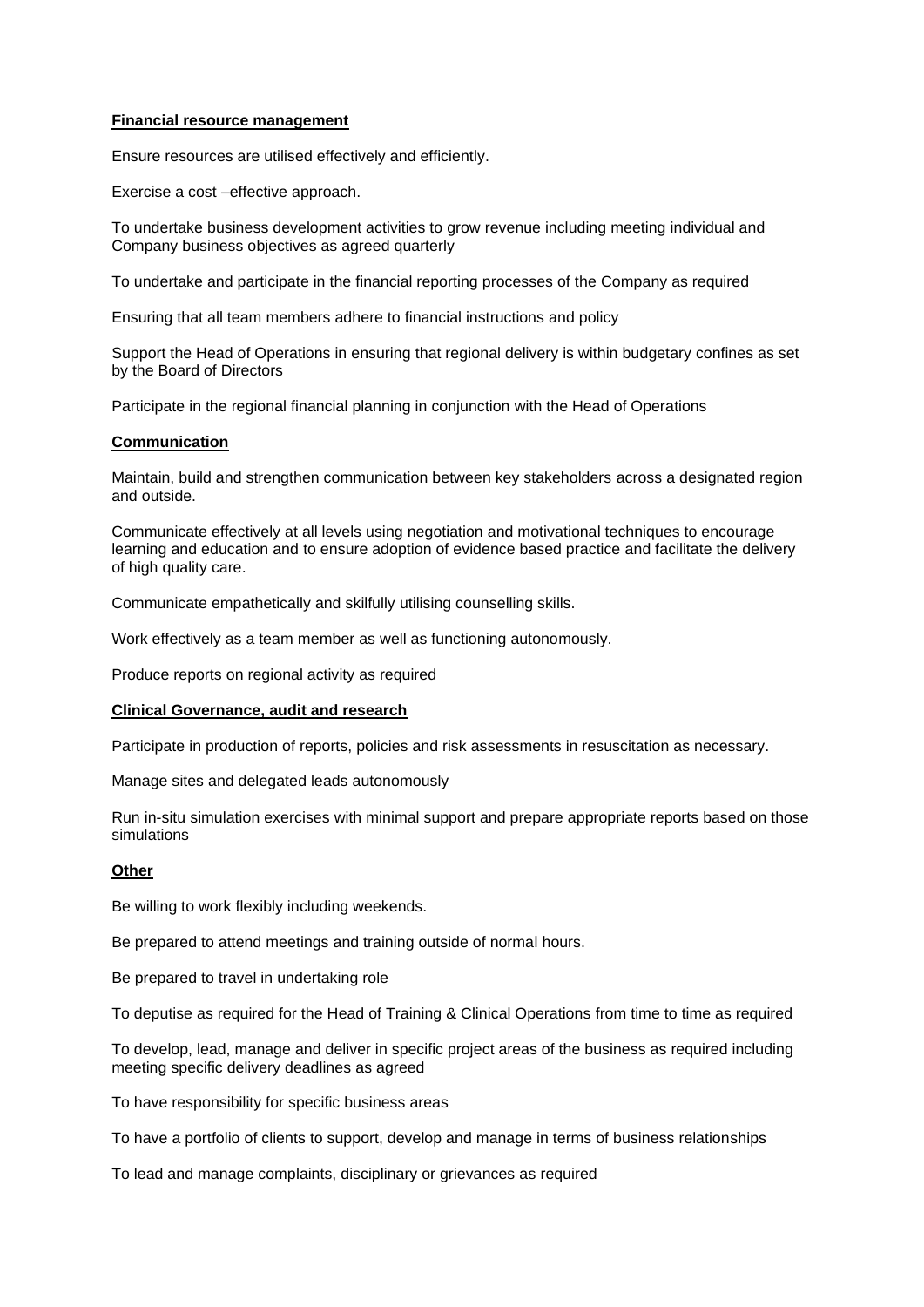**Financial resource management**

Ensure resources are utilised effectively and efficiently.

Exercise a cost –effective approach.

To undertake business development activities to grow revenue including meeting individual and Company business objectives as agreed quarterly

To undertake and participate in the financial reporting processes of the Company as required

Ensuring that all team members adhere to financial instructions and policy

Support the Head of Operations in ensuring that regional delivery is within budgetary confines as set by the Board of Directors

Participate in the regional financial planning in conjunction with the Head of Operations

**Communication**

Maintain, build and strengthen communication between key stakeholders across a designated region and outside.

Communicate effectively at all levels using negotiation and motivational techniques to encourage learning and education and to ensure adoption of evidence based practice and facilitate the delivery of high quality care.

Communicate empathetically and skilfully utilising counselling skills.

Work effectively as a team member as well as functioning autonomously.

Produce reports on regional activity as required

**Clinical Governance, audit and research**

Participate in production of reports, policies and risk assessments in resuscitation as necessary.

Manage sites and delegated leads autonomously

Run in-situ simulation exercises with minimal support and prepare appropriate reports based on those simulations

**Other**

Be willing to work flexibly including weekends.

Be prepared to attend meetings and training outside of normal hours.

Be prepared to travel in undertaking role

To deputise as required for the Head of Training & Clinical Operations from time to time as required

To develop, lead, manage and deliver in specific project areas of the business as required including meeting specific delivery deadlines as agreed

To have responsibility for specific business areas

To have a portfolio of clients to support, develop and manage in terms of business relationships

To lead and manage complaints, disciplinary or grievances as required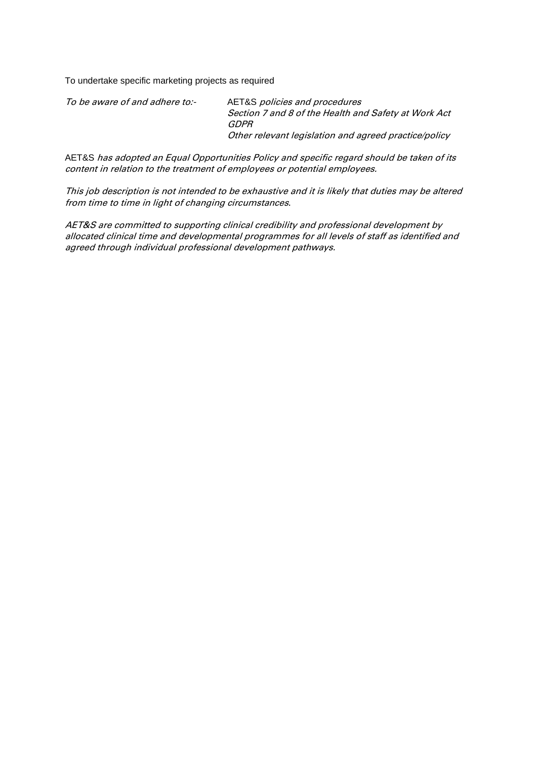To undertake specific marketing projects as required

*To be aware of and adhere to:-* AET&S *policies and procedures*
*Section 7 and 8 of the Health and Safety at Work Act*
*GDPR*
*Other relevant legislation and agreed practice/policy*

AET&S *has adopted an Equal Opportunities Policy and specific regard should be taken of its content in relation to the treatment of employees or potential employees.*

*This job description is not intended to be exhaustive and it is likely that duties may be altered from time to time in light of changing circumstances.*

*AET&S are committed to supporting clinical credibility and professional development by allocated clinical time and developmental programmes for all levels of staff as identified and agreed through individual professional development pathways.*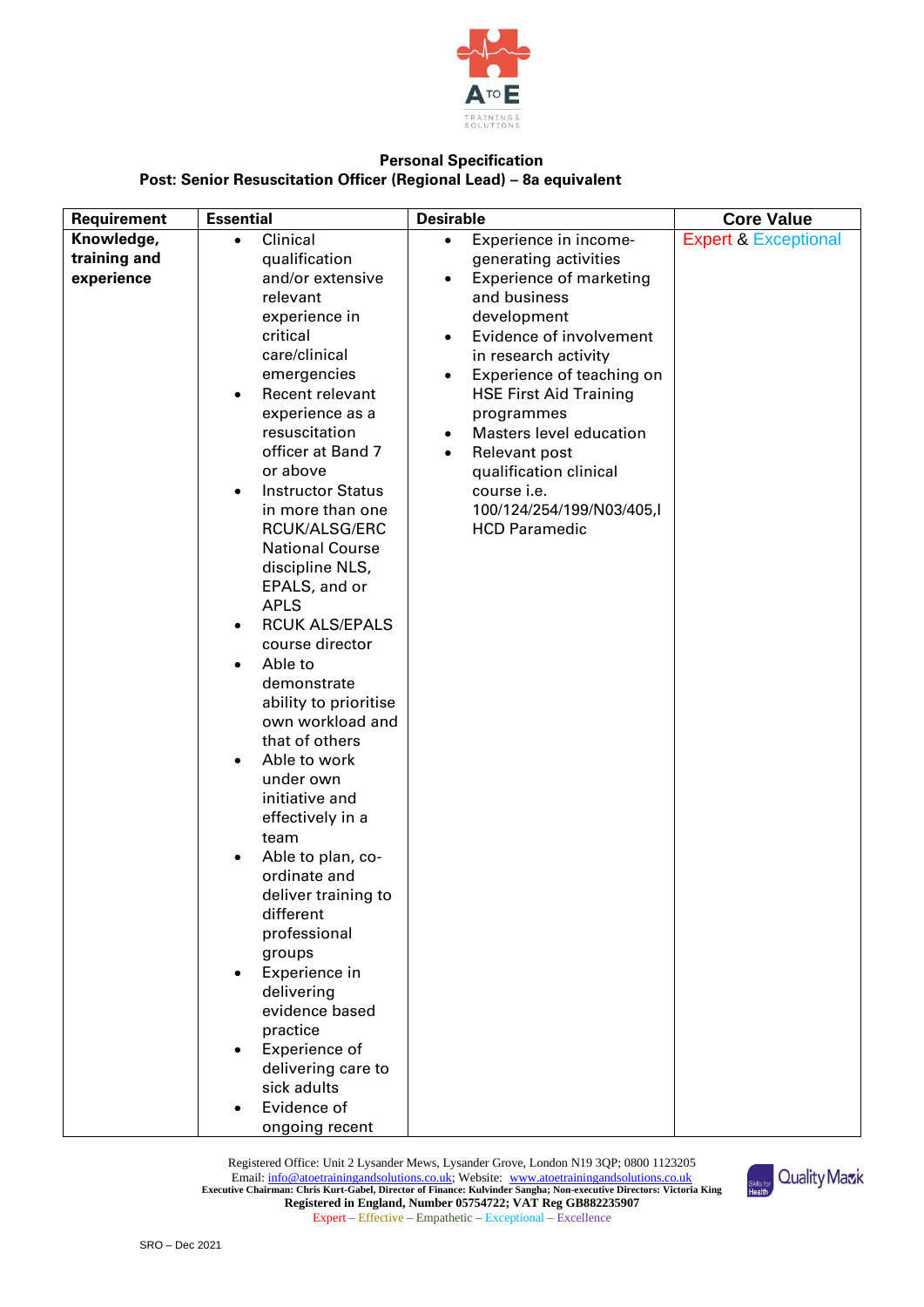**Personal Specification**
**Post: Senior Resuscitation Officer (Regional Lead) – 8a equivalent**

| Requirement | Essential | Desirable | Core Value |
|---|---|---|---|
| **Knowledge, training and experience** | • Clinical qualification and/or extensive relevant experience in critical care/clinical emergencies<br>• Recent relevant experience as a resuscitation officer at Band 7 or above<br>• Instructor Status in more than one RCUK/ALSG/ERC National Course discipline NLS, EPALS, and or APLS<br>• RCUK ALS/EPALS course director<br>• Able to demonstrate ability to prioritise own workload and that of others<br>• Able to work under own initiative and effectively in a team<br>• Able to plan, co-ordinate and deliver training to different professional groups<br>• Experience in delivering evidence based practice<br>• Experience of delivering care to sick adults<br>• Evidence of ongoing recent | • Experience in income-generating activities<br>• Experience of marketing and business development<br>• Evidence of involvement in research activity<br>• Experience of teaching on HSE First Aid Training programmes<br>• Masters level education<br>• Relevant post qualification clinical course i.e. 100/124/254/199/N03/405,IHCD Paramedic | Expert & Exceptional |

Registered Office: Unit 2 Lysander Mews, Lysander Grove, London N19 3QP; 0800 1123205
Email: info@atoetrainingandsolutions.co.uk; Website: www.atoetrainingandsolutions.co.uk
**Executive Chairman: Chris Kurt-Gabel, Director of Finance: Kulvinder Sangha; Non-executive Directors: Victoria King**
**Registered in England, Number 05754722; VAT Reg GB882235907**
Expert – Effective – Empathetic – Exceptional – Excellence

SRO – Dec 2021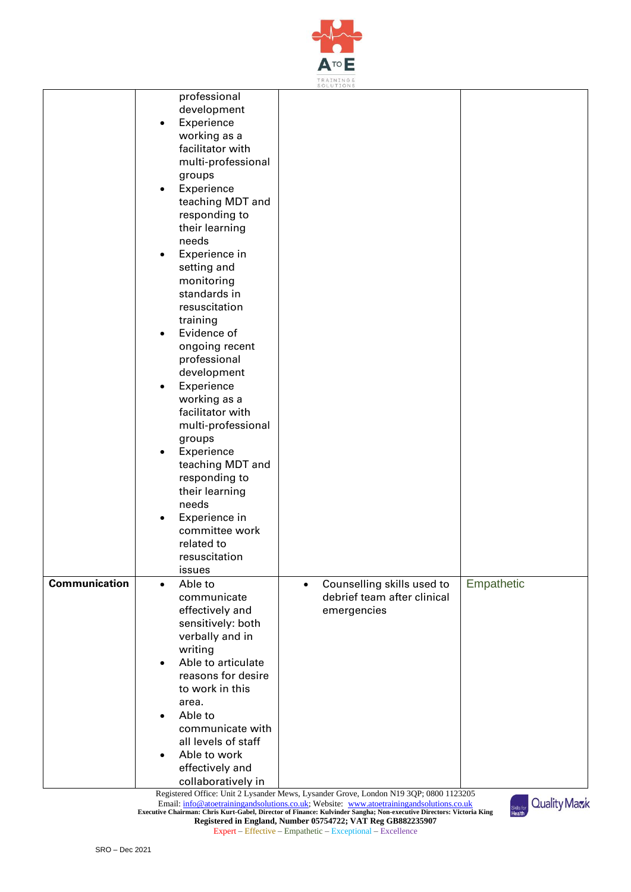| | | | |
|---|---|---|---|
| | professional development<br>• Experience working as a facilitator with multi-professional groups<br>• Experience teaching MDT and responding to their learning needs<br>• Experience in setting and monitoring standards in resuscitation training<br>• Evidence of ongoing recent professional development<br>• Experience working as a facilitator with multi-professional groups<br>• Experience teaching MDT and responding to their learning needs<br>• Experience in committee work related to resuscitation issues | | |
| **Communication** | • Able to communicate effectively and sensitively: both verbally and in writing<br>• Able to articulate reasons for desire to work in this area.<br>• Able to communicate with all levels of staff<br>• Able to work effectively and collaboratively in | • Counselling skills used to debrief team after clinical emergencies | Empathetic |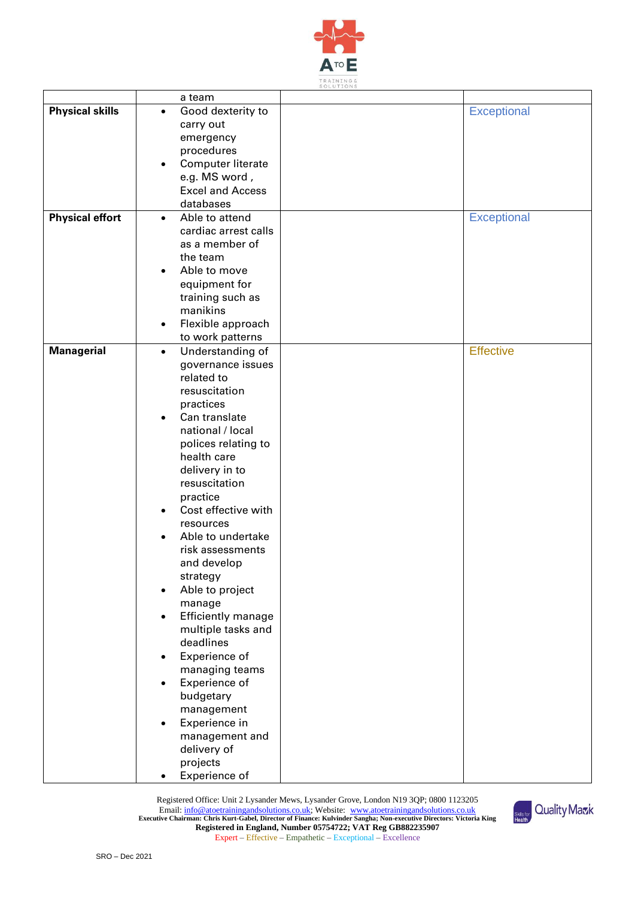| | | | |
|---|---|---|---|
| | a team | | |
| **Physical skills** | • Good dexterity to carry out emergency procedures<br>• Computer literate e.g. MS word , Excel and Access databases | | Exceptional |
| **Physical effort** | • Able to attend cardiac arrest calls as a member of the team<br>• Able to move equipment for training such as manikins<br>• Flexible approach to work patterns | | Exceptional |
| **Managerial** | • Understanding of governance issues related to resuscitation practices<br>• Can translate national / local polices relating to health care delivery in to resuscitation practice<br>• Cost effective with resources<br>• Able to undertake risk assessments and develop strategy<br>• Able to project manage<br>• Efficiently manage multiple tasks and deadlines<br>• Experience of managing teams<br>• Experience of budgetary management<br>• Experience in management and delivery of projects<br>• Experience of | | Effective |

Registered Office: Unit 2 Lysander Mews, Lysander Grove, London N19 3QP; 0800 1123205
Email: info@atoetrainingandsolutions.co.uk; Website: www.atoetrainingandsolutions.co.uk
**Executive Chairman: Chris Kurt-Gabel, Director of Finance: Kulvinder Sangha; Non-executive Directors: Victoria King**
**Registered in England, Number 05754722; VAT Reg GB882235907**
Expert – Effective – Empathetic – Exceptional – Excellence

SRO – Dec 2021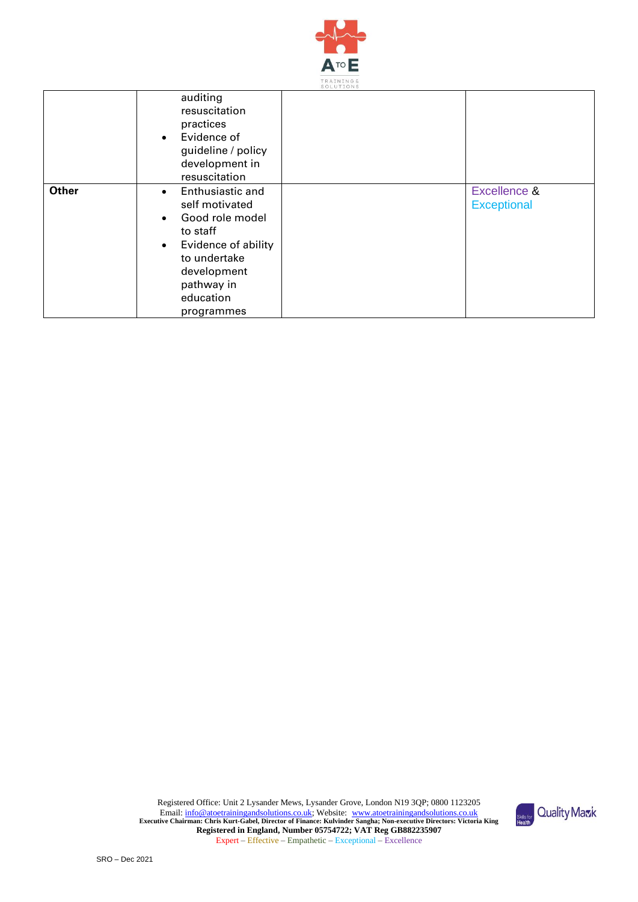| | | | |
|---|---|---|---|
| | auditing resuscitation practices<br>• Evidence of guideline / policy development in resuscitation | | |
| **Other** | • Enthusiastic and self motivated<br>• Good role model to staff<br>• Evidence of ability to undertake development pathway in education programmes | | Excellence & Exceptional |